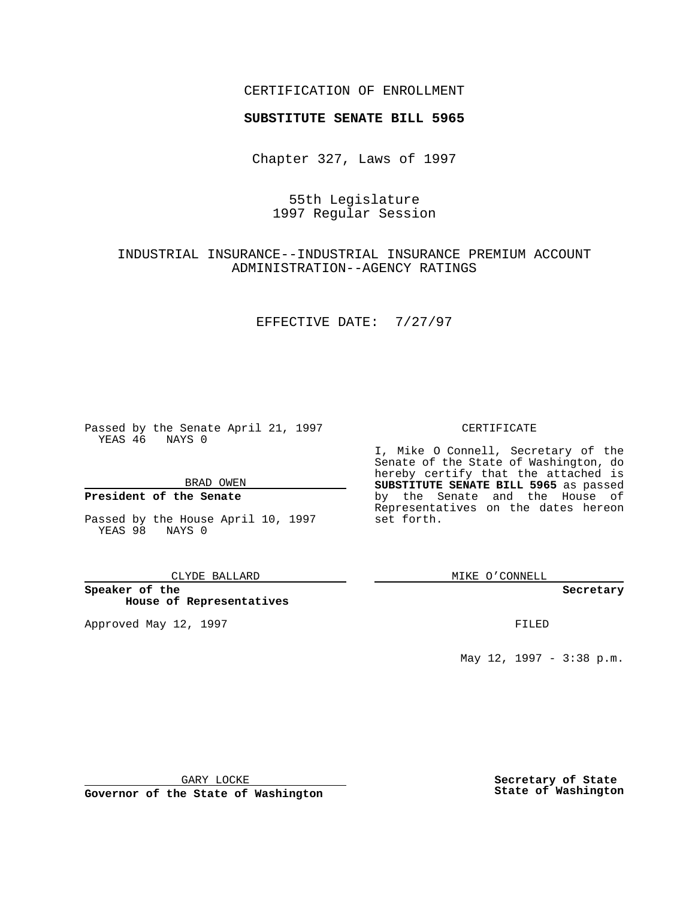CERTIFICATION OF ENROLLMENT

**SUBSTITUTE SENATE BILL 5965**

Chapter 327, Laws of 1997

55th Legislature
1997 Regular Session

INDUSTRIAL INSURANCE--INDUSTRIAL INSURANCE PREMIUM ACCOUNT ADMINISTRATION--AGENCY RATINGS

EFFECTIVE DATE: 7/27/97

Passed by the Senate April 21, 1997
YEAS 46 NAYS 0

BRAD OWEN

**President of the Senate**

Passed by the House April 10, 1997
YEAS 98 NAYS 0

CLYDE BALLARD

**Speaker of the House of Representatives**

Approved May 12, 1997

GARY LOCKE

**Governor of the State of Washington**

CERTIFICATE

I, Mike O Connell, Secretary of the Senate of the State of Washington, do hereby certify that the attached is **SUBSTITUTE SENATE BILL 5965** as passed by the Senate and the House of Representatives on the dates hereon set forth.

MIKE O'CONNELL

**Secretary**

FILED

May 12, 1997 - 3:38 p.m.

**Secretary of State**
**State of Washington**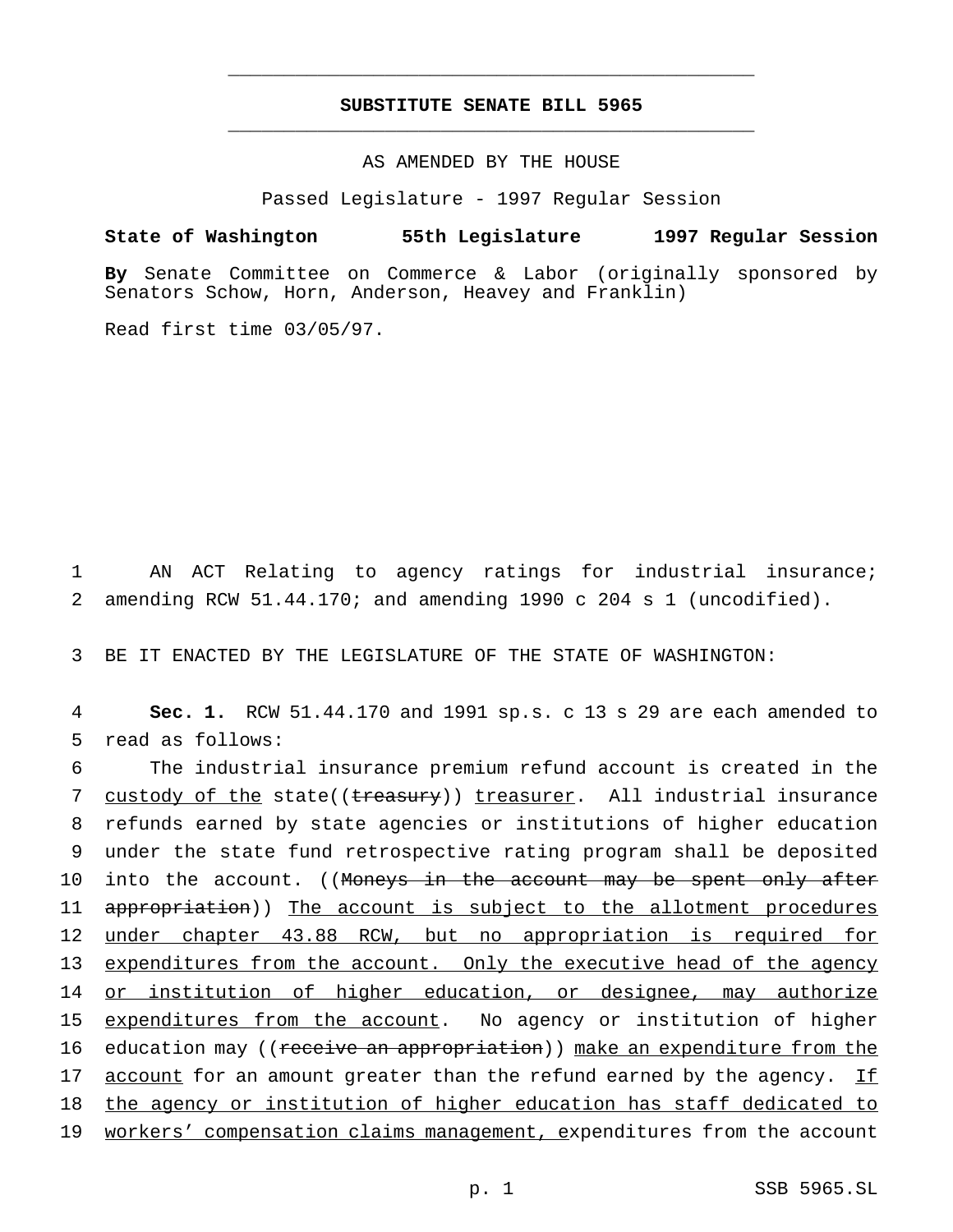SUBSTITUTE SENATE BILL 5965

AS AMENDED BY THE HOUSE

Passed Legislature - 1997 Regular Session

**State of Washington 55th Legislature 1997 Regular Session**

**By** Senate Committee on Commerce & Labor (originally sponsored by Senators Schow, Horn, Anderson, Heavey and Franklin)

Read first time 03/05/97.

1 AN ACT Relating to agency ratings for industrial insurance;
2 amending RCW 51.44.170; and amending 1990 c 204 s 1 (uncodified).

3 BE IT ENACTED BY THE LEGISLATURE OF THE STATE OF WASHINGTON:

4 **Sec. 1.** RCW 51.44.170 and 1991 sp.s. c 13 s 29 are each amended to
5 read as follows:

6 The industrial insurance premium refund account is created in the
7 custody of the state((~~treasury~~)) treasurer. All industrial insurance
8 refunds earned by state agencies or institutions of higher education
9 under the state fund retrospective rating program shall be deposited
10 into the account. ((~~Moneys in the account may be spent only after~~
11 ~~appropriation~~)) The account is subject to the allotment procedures
12 under chapter 43.88 RCW, but no appropriation is required for
13 expenditures from the account. Only the executive head of the agency
14 or institution of higher education, or designee, may authorize
15 expenditures from the account. No agency or institution of higher
16 education may ((~~receive an appropriation~~)) make an expenditure from the
17 account for an amount greater than the refund earned by the agency. If
18 the agency or institution of higher education has staff dedicated to
19 workers' compensation claims management, expenditures from the account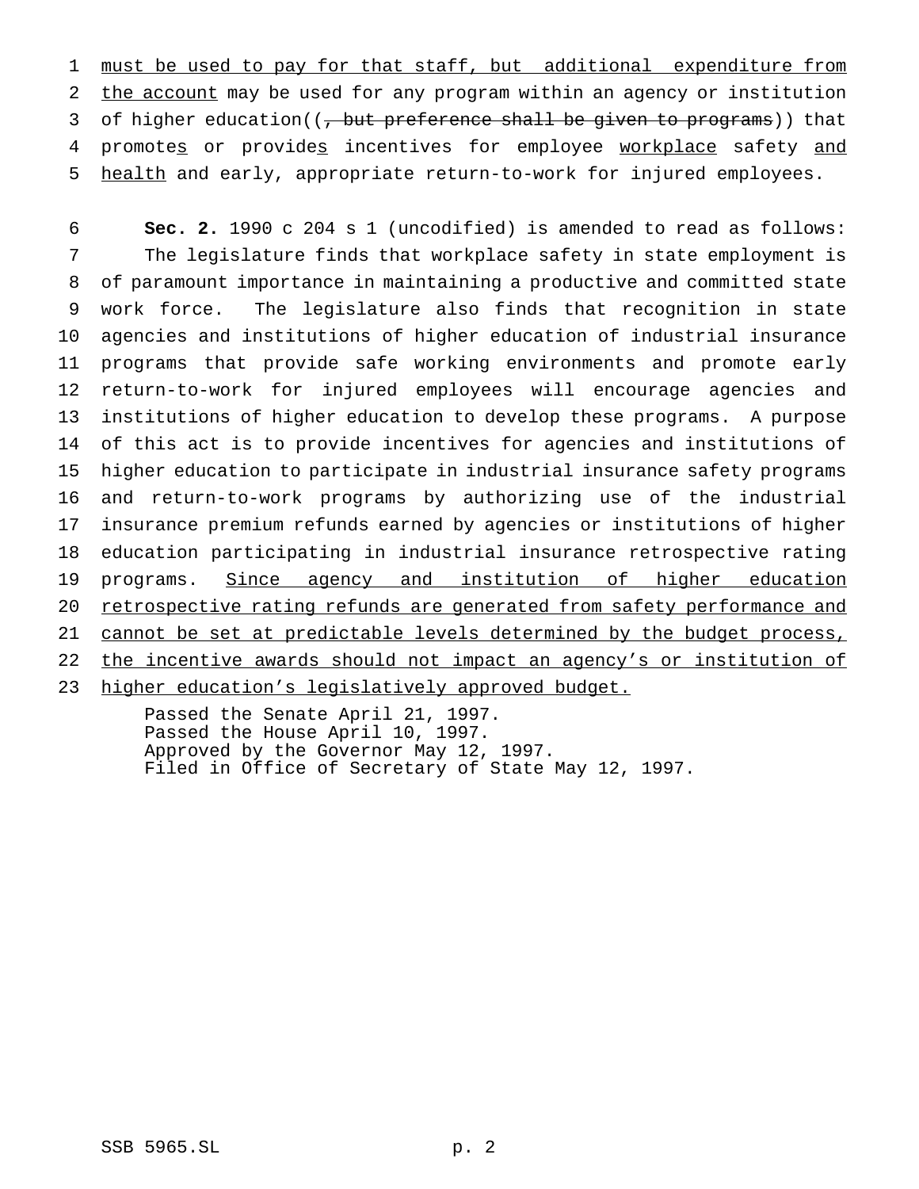must be used to pay for that staff, but additional expenditure from the account may be used for any program within an agency or institution of higher education((~~, but preference shall be given to programs~~)) that promotes or provides incentives for employee workplace safety and health and early, appropriate return-to-work for injured employees.

**Sec. 2.** 1990 c 204 s 1 (uncodified) is amended to read as follows:

The legislature finds that workplace safety in state employment is of paramount importance in maintaining a productive and committed state work force. The legislature also finds that recognition in state agencies and institutions of higher education of industrial insurance programs that provide safe working environments and promote early return-to-work for injured employees will encourage agencies and institutions of higher education to develop these programs. A purpose of this act is to provide incentives for agencies and institutions of higher education to participate in industrial insurance safety programs and return-to-work programs by authorizing use of the industrial insurance premium refunds earned by agencies or institutions of higher education participating in industrial insurance retrospective rating programs. Since agency and institution of higher education retrospective rating refunds are generated from safety performance and cannot be set at predictable levels determined by the budget process, the incentive awards should not impact an agency's or institution of higher education's legislatively approved budget.

Passed the Senate April 21, 1997.
Passed the House April 10, 1997.
Approved by the Governor May 12, 1997.
Filed in Office of Secretary of State May 12, 1997.